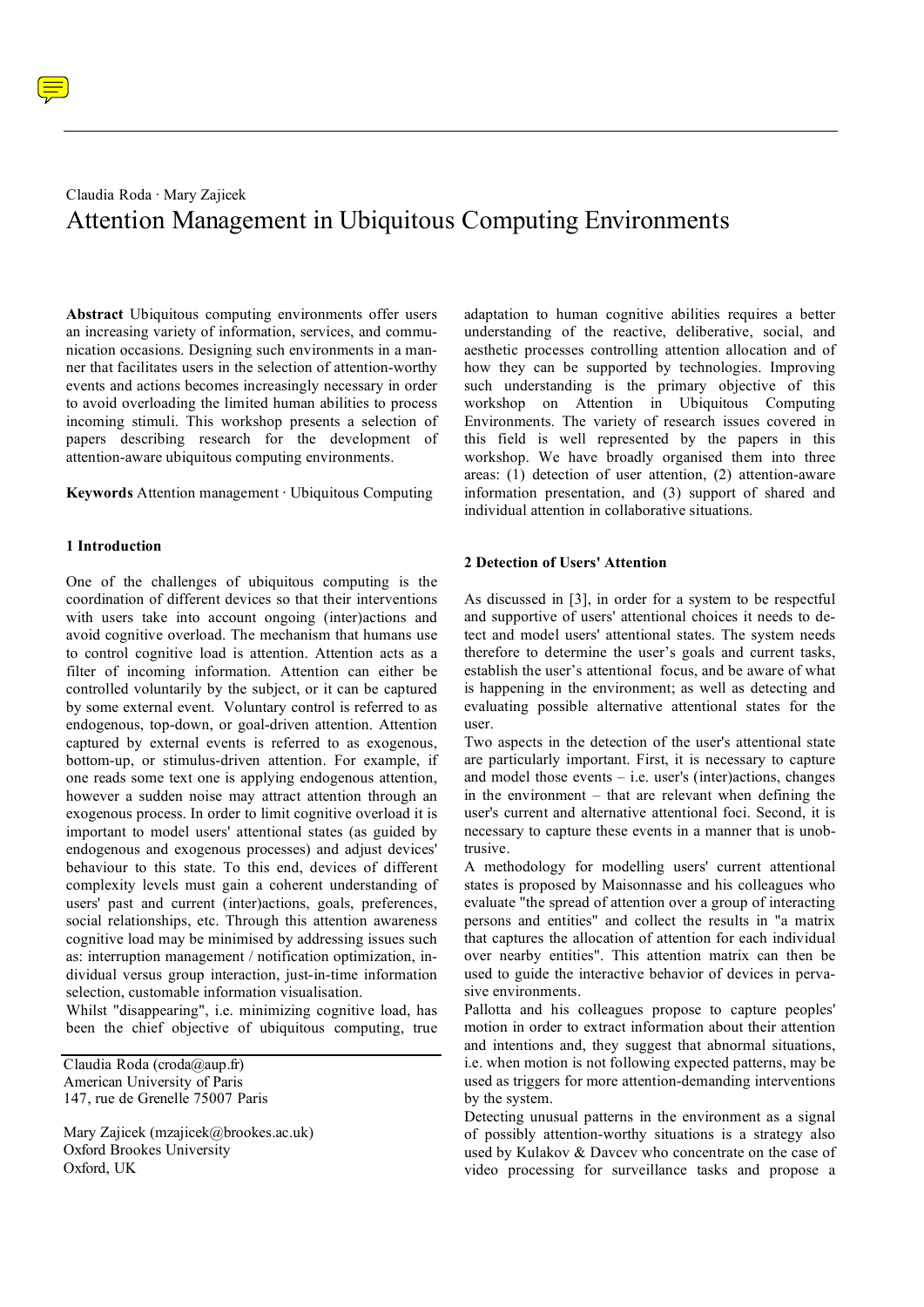Claudia Roda · Mary Zajicek

# Attention Management in Ubiquitous Computing Environments

**Abstract** Ubiquitous computing environments offer users an increasing variety of information, services, and communication occasions. Designing such environments in a manner that facilitates users in the selection of attention-worthy events and actions becomes increasingly necessary in order to avoid overloading the limited human abilities to process incoming stimuli. This workshop presents a selection of papers describing research for the development of attention-aware ubiquitous computing environments.

**Keywords** Attention management · Ubiquitous Computing

## 1 Introduction

One of the challenges of ubiquitous computing is the coordination of different devices so that their interventions with users take into account ongoing (inter)actions and avoid cognitive overload. The mechanism that humans use to control cognitive load is attention. Attention acts as a filter of incoming information. Attention can either be controlled voluntarily by the subject, or it can be captured by some external event. Voluntary control is referred to as endogenous, top-down, or goal-driven attention. Attention captured by external events is referred to as exogenous, bottom-up, or stimulus-driven attention. For example, if one reads some text one is applying endogenous attention, however a sudden noise may attract attention through an exogenous process. In order to limit cognitive overload it is important to model users' attentional states (as guided by endogenous and exogenous processes) and adjust devices' behaviour to this state. To this end, devices of different complexity levels must gain a coherent understanding of users' past and current (inter)actions, goals, preferences, social relationships, etc. Through this attention awareness cognitive load may be minimised by addressing issues such as: interruption management / notification optimization, individual versus group interaction, just-in-time information selection, customable information visualisation.

Whilst "disappearing", i.e. minimizing cognitive load, has been the chief objective of ubiquitous computing, true adaptation to human cognitive abilities requires a better understanding of the reactive, deliberative, social, and aesthetic processes controlling attention allocation and of how they can be supported by technologies. Improving such understanding is the primary objective of this workshop on Attention in Ubiquitous Computing Environments. The variety of research issues covered in this field is well represented by the papers in this workshop. We have broadly organised them into three areas: (1) detection of user attention, (2) attention-aware information presentation, and (3) support of shared and individual attention in collaborative situations.

Claudia Roda (croda@aup.fr)
American University of Paris
147, rue de Grenelle 75007 Paris

Mary Zajicek (mzajicek@brookes.ac.uk)
Oxford Brookes University
Oxford, UK

## 2 Detection of Users' Attention

As discussed in [3], in order for a system to be respectful and supportive of users' attentional choices it needs to detect and model users' attentional states. The system needs therefore to determine the user's goals and current tasks, establish the user's attentional focus, and be aware of what is happening in the environment; as well as detecting and evaluating possible alternative attentional states for the user.

Two aspects in the detection of the user's attentional state are particularly important. First, it is necessary to capture and model those events – i.e. user's (inter)actions, changes in the environment – that are relevant when defining the user's current and alternative attentional foci. Second, it is necessary to capture these events in a manner that is unobtrusive.

A methodology for modelling users' current attentional states is proposed by Maisonnasse and his colleagues who evaluate "the spread of attention over a group of interacting persons and entities" and collect the results in "a matrix that captures the allocation of attention for each individual over nearby entities". This attention matrix can then be used to guide the interactive behavior of devices in pervasive environments.

Pallotta and his colleagues propose to capture peoples' motion in order to extract information about their attention and intentions and, they suggest that abnormal situations, i.e. when motion is not following expected patterns, may be used as triggers for more attention-demanding interventions by the system.

Detecting unusual patterns in the environment as a signal of possibly attention-worthy situations is a strategy also used by Kulakov & Davcev who concentrate on the case of video processing for surveillance tasks and propose a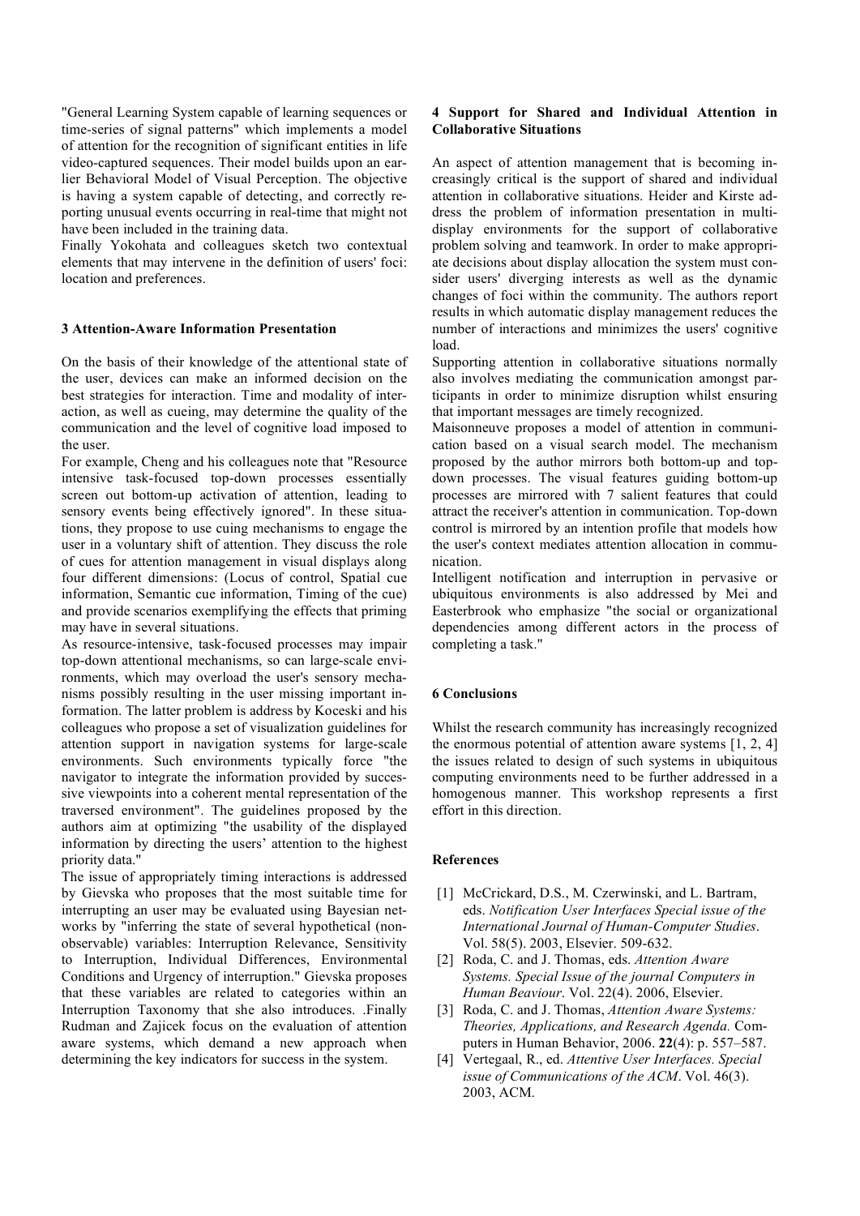"General Learning System capable of learning sequences or time-series of signal patterns" which implements a model of attention for the recognition of significant entities in life video-captured sequences. Their model builds upon an earlier Behavioral Model of Visual Perception. The objective is having a system capable of detecting, and correctly reporting unusual events occurring in real-time that might not have been included in the training data.

Finally Yokohata and colleagues sketch two contextual elements that may intervene in the definition of users' foci: location and preferences.

### 3 Attention-Aware Information Presentation

On the basis of their knowledge of the attentional state of the user, devices can make an informed decision on the best strategies for interaction. Time and modality of interaction, as well as cueing, may determine the quality of the communication and the level of cognitive load imposed to the user.

For example, Cheng and his colleagues note that "Resource intensive task-focused top-down processes essentially screen out bottom-up activation of attention, leading to sensory events being effectively ignored". In these situations, they propose to use cuing mechanisms to engage the user in a voluntary shift of attention. They discuss the role of cues for attention management in visual displays along four different dimensions: (Locus of control, Spatial cue information, Semantic cue information, Timing of the cue) and provide scenarios exemplifying the effects that priming may have in several situations.

As resource-intensive, task-focused processes may impair top-down attentional mechanisms, so can large-scale environments, which may overload the user's sensory mechanisms possibly resulting in the user missing important information. The latter problem is address by Koceski and his colleagues who propose a set of visualization guidelines for attention support in navigation systems for large-scale environments. Such environments typically force "the navigator to integrate the information provided by successive viewpoints into a coherent mental representation of the traversed environment". The guidelines proposed by the authors aim at optimizing "the usability of the displayed information by directing the users' attention to the highest priority data."

The issue of appropriately timing interactions is addressed by Gievska who proposes that the most suitable time for interrupting an user may be evaluated using Bayesian networks by "inferring the state of several hypothetical (non-observable) variables: Interruption Relevance, Sensitivity to Interruption, Individual Differences, Environmental Conditions and Urgency of interruption." Gievska proposes that these variables are related to categories within an Interruption Taxonomy that she also introduces. .Finally Rudman and Zajicek focus on the evaluation of attention aware systems, which demand a new approach when determining the key indicators for success in the system.

### 4 Support for Shared and Individual Attention in Collaborative Situations

An aspect of attention management that is becoming increasingly critical is the support of shared and individual attention in collaborative situations. Heider and Kirste address the problem of information presentation in multi-display environments for the support of collaborative problem solving and teamwork. In order to make appropriate decisions about display allocation the system must consider users' diverging interests as well as the dynamic changes of foci within the community. The authors report results in which automatic display management reduces the number of interactions and minimizes the users' cognitive load.

Supporting attention in collaborative situations normally also involves mediating the communication amongst participants in order to minimize disruption whilst ensuring that important messages are timely recognized.

Maisonneuve proposes a model of attention in communication based on a visual search model. The mechanism proposed by the author mirrors both bottom-up and top-down processes. The visual features guiding bottom-up processes are mirrored with 7 salient features that could attract the receiver's attention in communication. Top-down control is mirrored by an intention profile that models how the user's context mediates attention allocation in communication.

Intelligent notification and interruption in pervasive or ubiquitous environments is also addressed by Mei and Easterbrook who emphasize "the social or organizational dependencies among different actors in the process of completing a task."

### 6 Conclusions

Whilst the research community has increasingly recognized the enormous potential of attention aware systems [1, 2, 4] the issues related to design of such systems in ubiquitous computing environments need to be further addressed in a homogenous manner. This workshop represents a first effort in this direction.

### References

[1] McCrickard, D.S., M. Czerwinski, and L. Bartram, eds. *Notification User Interfaces Special issue of the International Journal of Human-Computer Studies*. Vol. 58(5). 2003, Elsevier. 509-632.

[2] Roda, C. and J. Thomas, eds. *Attention Aware Systems. Special Issue of the journal Computers in Human Beaviour*. Vol. 22(4). 2006, Elsevier.

[3] Roda, C. and J. Thomas, *Attention Aware Systems: Theories, Applications, and Research Agenda.* Computers in Human Behavior, 2006. **22**(4): p. 557–587.

[4] Vertegaal, R., ed. *Attentive User Interfaces. Special issue of Communications of the ACM*. Vol. 46(3). 2003, ACM.